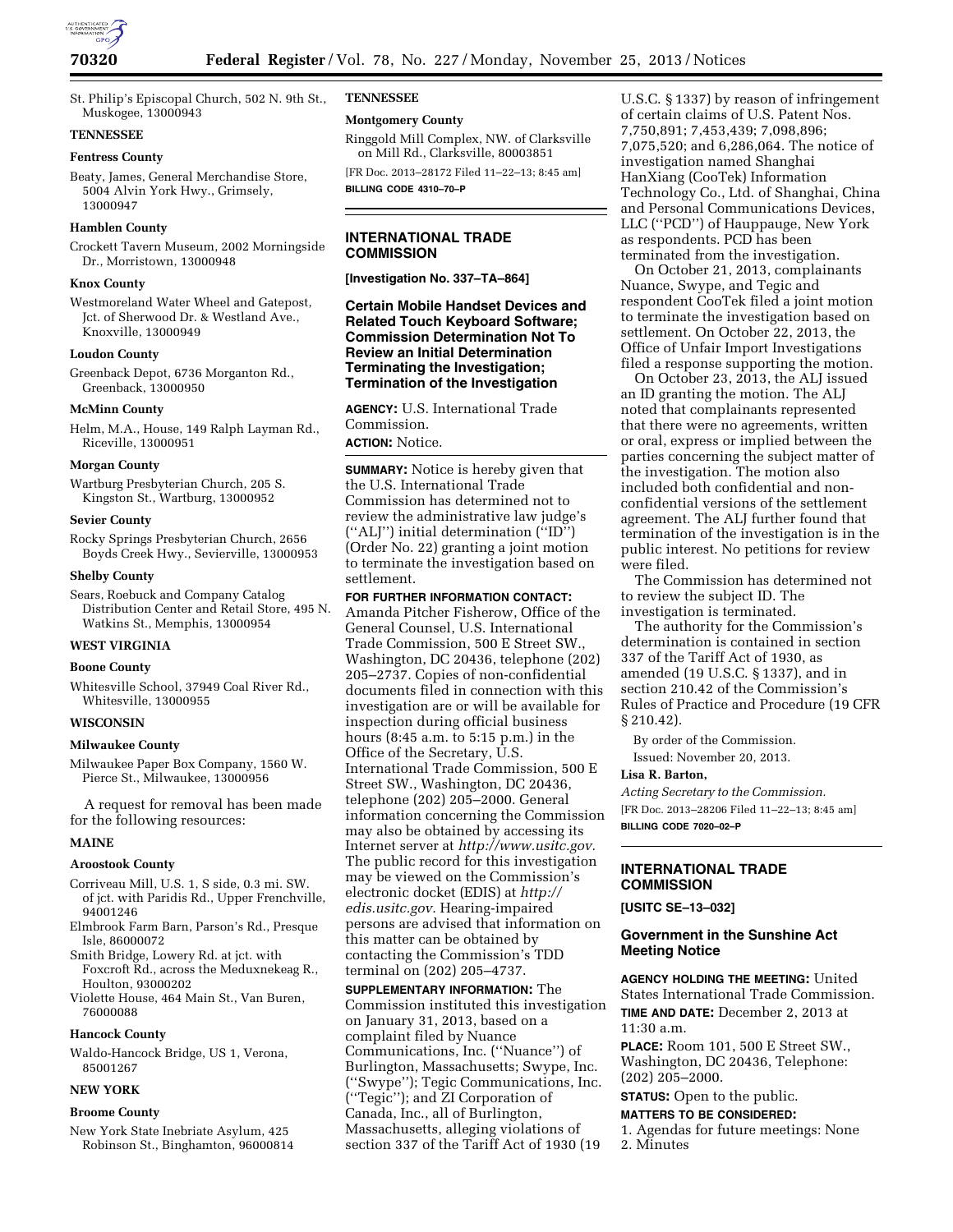St. Philip's Episcopal Church, 502 N. 9th St., Muskogee, 13000943

**TENNESSEE**

**Fentress County**

Beaty, James, General Merchandise Store, 5004 Alvin York Hwy., Grimsely, 13000947

**Hamblen County**

Crockett Tavern Museum, 2002 Morningside Dr., Morristown, 13000948

**Knox County**

Westmoreland Water Wheel and Gatepost, Jct. of Sherwood Dr. & Westland Ave., Knoxville, 13000949

**Loudon County**

Greenback Depot, 6736 Morganton Rd., Greenback, 13000950

**McMinn County**

Helm, M.A., House, 149 Ralph Layman Rd., Riceville, 13000951

**Morgan County**

Wartburg Presbyterian Church, 205 S. Kingston St., Wartburg, 13000952

**Sevier County**

Rocky Springs Presbyterian Church, 2656 Boyds Creek Hwy., Sevierville, 13000953

**Shelby County**

Sears, Roebuck and Company Catalog Distribution Center and Retail Store, 495 N. Watkins St., Memphis, 13000954

**WEST VIRGINIA**

**Boone County**

Whitesville School, 37949 Coal River Rd., Whitesville, 13000955

**WISCONSIN**

**Milwaukee County**

Milwaukee Paper Box Company, 1560 W. Pierce St., Milwaukee, 13000956

A request for removal has been made for the following resources:

**MAINE**

**Aroostook County**

Corriveau Mill, U.S. 1, S side, 0.3 mi. SW. of jct. with Paridis Rd., Upper Frenchville, 94001246

Elmbrook Farm Barn, Parson's Rd., Presque Isle, 86000072

Smith Bridge, Lowery Rd. at jct. with Foxcroft Rd., across the Meduxnekeag R., Houlton, 93000202

Violette House, 464 Main St., Van Buren, 76000088

**Hancock County**

Waldo-Hancock Bridge, US 1, Verona, 85001267

**NEW YORK**

**Broome County**

New York State Inebriate Asylum, 425 Robinson St., Binghamton, 96000814

**TENNESSEE**

**Montgomery County**

Ringgold Mill Complex, NW. of Clarksville on Mill Rd., Clarksville, 80003851

[FR Doc. 2013–28172 Filed 11–22–13; 8:45 am]

**BILLING CODE 4310–70–P**

---

## INTERNATIONAL TRADE COMMISSION

**[Investigation No. 337–TA–864]**

### Certain Mobile Handset Devices and Related Touch Keyboard Software; Commission Determination Not To Review an Initial Determination Terminating the Investigation; Termination of the Investigation

**AGENCY:** U.S. International Trade Commission.

**ACTION:** Notice.

**SUMMARY:** Notice is hereby given that the U.S. International Trade Commission has determined not to review the administrative law judge's (''ALJ'') initial determination (''ID'') (Order No. 22) granting a joint motion to terminate the investigation based on settlement.

**FOR FURTHER INFORMATION CONTACT:** Amanda Pitcher Fisherow, Office of the General Counsel, U.S. International Trade Commission, 500 E Street SW., Washington, DC 20436, telephone (202) 205–2737. Copies of non-confidential documents filed in connection with this investigation are or will be available for inspection during official business hours (8:45 a.m. to 5:15 p.m.) in the Office of the Secretary, U.S. International Trade Commission, 500 E Street SW., Washington, DC 20436, telephone (202) 205–2000. General information concerning the Commission may also be obtained by accessing its Internet server at *http://www.usitc.gov*. The public record for this investigation may be viewed on the Commission's electronic docket (EDIS) at *http://edis.usitc.gov*. Hearing-impaired persons are advised that information on this matter can be obtained by contacting the Commission's TDD terminal on (202) 205–4737.

**SUPPLEMENTARY INFORMATION:** The Commission instituted this investigation on January 31, 2013, based on a complaint filed by Nuance Communications, Inc. (''Nuance'') of Burlington, Massachusetts; Swype, Inc. (''Swype''); Tegic Communications, Inc. (''Tegic''); and ZI Corporation of Canada, Inc., all of Burlington, Massachusetts, alleging violations of section 337 of the Tariff Act of 1930 (19 U.S.C. § 1337) by reason of infringement of certain claims of U.S. Patent Nos. 7,750,891; 7,453,439; 7,098,896; 7,075,520; and 6,286,064. The notice of investigation named Shanghai HanXiang (CooTek) Information Technology Co., Ltd. of Shanghai, China and Personal Communications Devices, LLC (''PCD'') of Hauppauge, New York as respondents. PCD has been terminated from the investigation.

On October 21, 2013, complainants Nuance, Swype, and Tegic and respondent CooTek filed a joint motion to terminate the investigation based on settlement. On October 22, 2013, the Office of Unfair Import Investigations filed a response supporting the motion.

On October 23, 2013, the ALJ issued an ID granting the motion. The ALJ noted that complainants represented that there were no agreements, written or oral, express or implied between the parties concerning the subject matter of the investigation. The motion also included both confidential and non-confidential versions of the settlement agreement. The ALJ further found that termination of the investigation is in the public interest. No petitions for review were filed.

The Commission has determined not to review the subject ID. The investigation is terminated.

The authority for the Commission's determination is contained in section 337 of the Tariff Act of 1930, as amended (19 U.S.C. § 1337), and in section 210.42 of the Commission's Rules of Practice and Procedure (19 CFR § 210.42).

By order of the Commission.

Issued: November 20, 2013.

**Lisa R. Barton,**

*Acting Secretary to the Commission.*

[FR Doc. 2013–28206 Filed 11–22–13; 8:45 am]

**BILLING CODE 7020–02–P**

---

## INTERNATIONAL TRADE COMMISSION

**[USITC SE–13–032]**

### Government in the Sunshine Act Meeting Notice

**AGENCY HOLDING THE MEETING:** United States International Trade Commission.

**TIME AND DATE:** December 2, 2013 at 11:30 a.m.

**PLACE:** Room 101, 500 E Street SW., Washington, DC 20436, Telephone: (202) 205–2000.

**STATUS:** Open to the public.

**MATTERS TO BE CONSIDERED:**

1. Agendas for future meetings: None
2. Minutes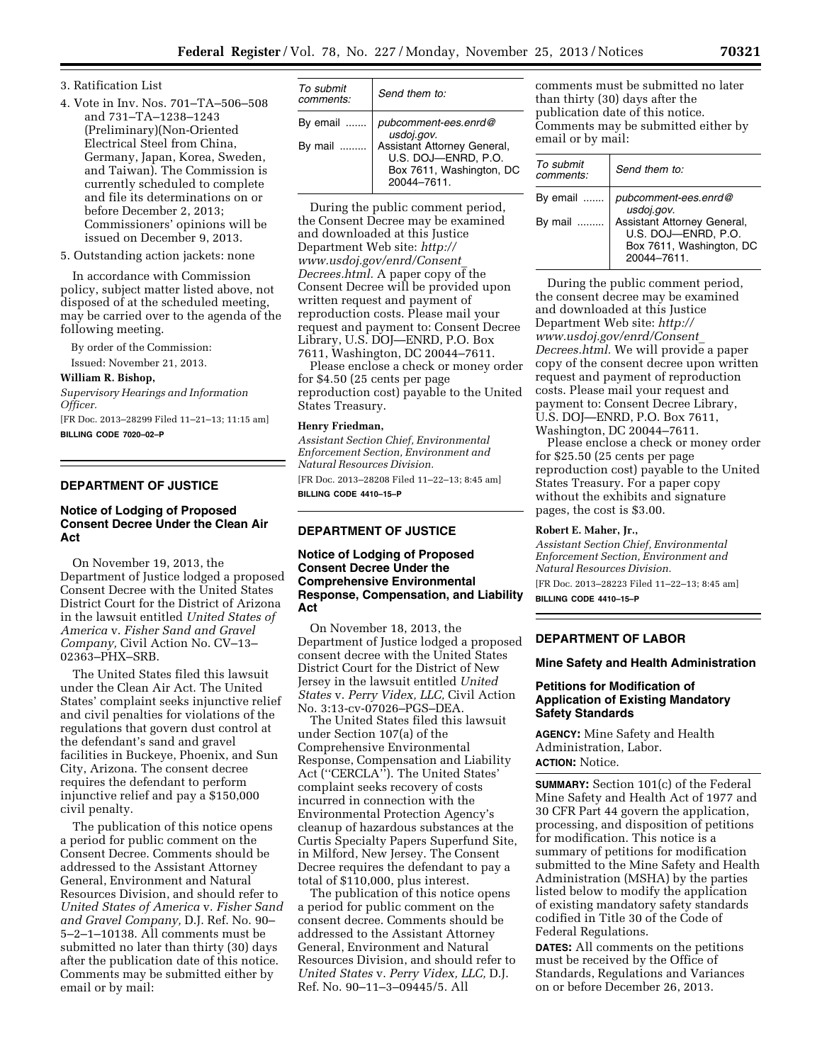3. Ratification List
4. Vote in Inv. Nos. 701–TA–506–508 and 731–TA–1238–1243 (Preliminary)(Non-Oriented Electrical Steel from China, Germany, Japan, Korea, Sweden, and Taiwan). The Commission is currently scheduled to complete and file its determinations on or before December 2, 2013; Commissioners' opinions will be issued on December 9, 2013.
5. Outstanding action jackets: none

In accordance with Commission policy, subject matter listed above, not disposed of at the scheduled meeting, may be carried over to the agenda of the following meeting.

By order of the Commission:

Issued: November 21, 2013.

**William R. Bishop,**

*Supervisory Hearings and Information Officer.*

[FR Doc. 2013–28299 Filed 11–21–13; 11:15 am]

**BILLING CODE 7020–02–P**

## DEPARTMENT OF JUSTICE

### Notice of Lodging of Proposed Consent Decree Under the Clean Air Act

On November 19, 2013, the Department of Justice lodged a proposed Consent Decree with the United States District Court for the District of Arizona in the lawsuit entitled *United States of America* v. *Fisher Sand and Gravel Company,* Civil Action No. CV–13–02363–PHX–SRB.

The United States filed this lawsuit under the Clean Air Act. The United States' complaint seeks injunctive relief and civil penalties for violations of the regulations that govern dust control at the defendant's sand and gravel facilities in Buckeye, Phoenix, and Sun City, Arizona. The consent decree requires the defendant to perform injunctive relief and pay a $150,000 civil penalty.

The publication of this notice opens a period for public comment on the Consent Decree. Comments should be addressed to the Assistant Attorney General, Environment and Natural Resources Division, and should refer to *United States of America* v. *Fisher Sand and Gravel Company,* D.J. Ref. No. 90–5–2–1–10138. All comments must be submitted no later than thirty (30) days after the publication date of this notice. Comments may be submitted either by email or by mail:

| *To submit comments:* | *Send them to:* |
|---|---|
| By email ....... | *pubcomment-ees.enrd@usdoj.gov.* |
| By mail ......... | Assistant Attorney General, U.S. DOJ—ENRD, P.O. Box 7611, Washington, DC 20044–7611. |

During the public comment period, the Consent Decree may be examined and downloaded at this Justice Department Web site: *http://www.usdoj.gov/enrd/Consent_Decrees.html*. A paper copy of the Consent Decree will be provided upon written request and payment of reproduction costs. Please mail your request and payment to: Consent Decree Library, U.S. DOJ—ENRD, P.O. Box 7611, Washington, DC 20044–7611.

Please enclose a check or money order for $4.50 (25 cents per page reproduction cost) payable to the United States Treasury.

**Henry Friedman,**

*Assistant Section Chief, Environmental Enforcement Section, Environment and Natural Resources Division.*

[FR Doc. 2013–28208 Filed 11–22–13; 8:45 am]

**BILLING CODE 4410–15–P**

## DEPARTMENT OF JUSTICE

### Notice of Lodging of Proposed Consent Decree Under the Comprehensive Environmental Response, Compensation, and Liability Act

On November 18, 2013, the Department of Justice lodged a proposed consent decree with the United States District Court for the District of New Jersey in the lawsuit entitled *United States* v. *Perry Videx, LLC,* Civil Action No. 3:13-cv-07026–PGS–DEA.

The United States filed this lawsuit under Section 107(a) of the Comprehensive Environmental Response, Compensation and Liability Act (''CERCLA''). The United States' complaint seeks recovery of costs incurred in connection with the Environmental Protection Agency's cleanup of hazardous substances at the Curtis Specialty Papers Superfund Site, in Milford, New Jersey. The Consent Decree requires the defendant to pay a total of $110,000, plus interest.

The publication of this notice opens a period for public comment on the consent decree. Comments should be addressed to the Assistant Attorney General, Environment and Natural Resources Division, and should refer to *United States* v. *Perry Videx, LLC,* D.J. Ref. No. 90–11–3–09445/5. All comments must be submitted no later than thirty (30) days after the publication date of this notice. Comments may be submitted either by email or by mail:

| *To submit comments:* | *Send them to:* |
|---|---|
| By email ....... | *pubcomment-ees.enrd@usdoj.gov.* |
| By mail ......... | Assistant Attorney General, U.S. DOJ—ENRD, P.O. Box 7611, Washington, DC 20044–7611. |

During the public comment period, the consent decree may be examined and downloaded at this Justice Department Web site: *http://www.usdoj.gov/enrd/Consent_Decrees.html*. We will provide a paper copy of the consent decree upon written request and payment of reproduction costs. Please mail your request and payment to: Consent Decree Library, U.S. DOJ—ENRD, P.O. Box 7611, Washington, DC 20044–7611.

Please enclose a check or money order for $25.50 (25 cents per page reproduction cost) payable to the United States Treasury. For a paper copy without the exhibits and signature pages, the cost is $3.00.

**Robert E. Maher, Jr.,**

*Assistant Section Chief, Environmental Enforcement Section, Environment and Natural Resources Division.*

[FR Doc. 2013–28223 Filed 11–22–13; 8:45 am]

**BILLING CODE 4410–15–P**

## DEPARTMENT OF LABOR

### Mine Safety and Health Administration

### Petitions for Modification of Application of Existing Mandatory Safety Standards

**AGENCY:** Mine Safety and Health Administration, Labor.

**ACTION:** Notice.

**SUMMARY:** Section 101(c) of the Federal Mine Safety and Health Act of 1977 and 30 CFR Part 44 govern the application, processing, and disposition of petitions for modification. This notice is a summary of petitions for modification submitted to the Mine Safety and Health Administration (MSHA) by the parties listed below to modify the application of existing mandatory safety standards codified in Title 30 of the Code of Federal Regulations.

**DATES:** All comments on the petitions must be received by the Office of Standards, Regulations and Variances on or before December 26, 2013.